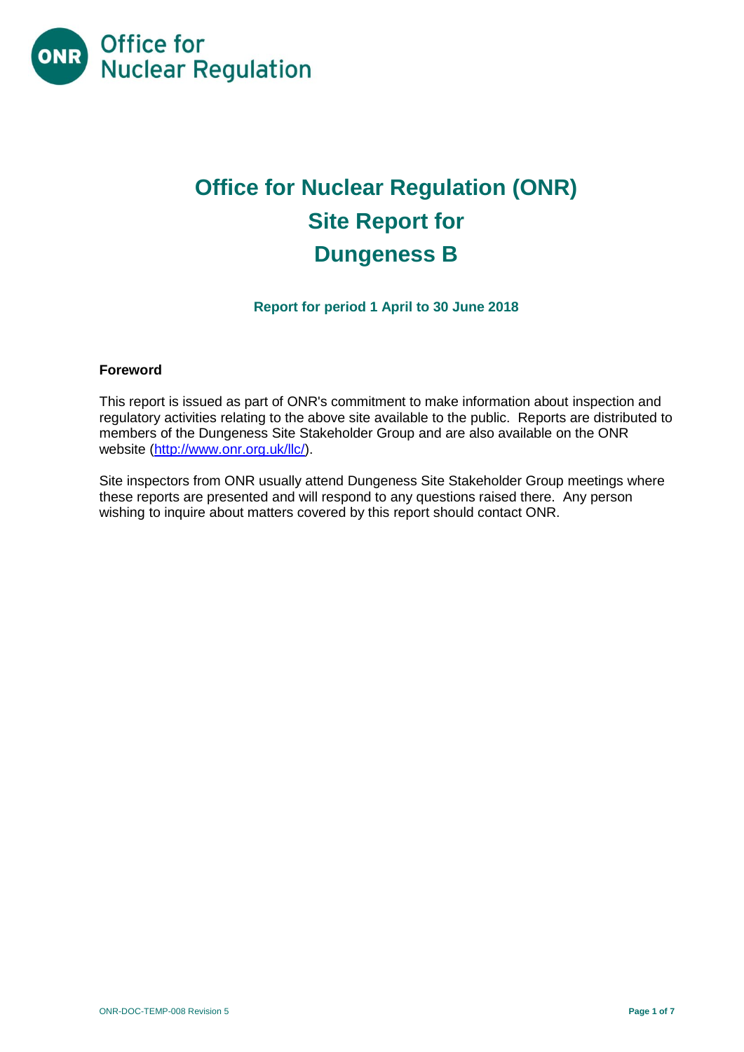# Office for Nuclear Regulation (ONR)
# Site Report for
# Dungeness B

**Report for period 1 April to 30 June 2018**

**Foreword**

This report is issued as part of ONR's commitment to make information about inspection and regulatory activities relating to the above site available to the public. Reports are distributed to members of the Dungeness Site Stakeholder Group and are also available on the ONR website (http://www.onr.org.uk/llc/).

Site inspectors from ONR usually attend Dungeness Site Stakeholder Group meetings where these reports are presented and will respond to any questions raised there. Any person wishing to inquire about matters covered by this report should contact ONR.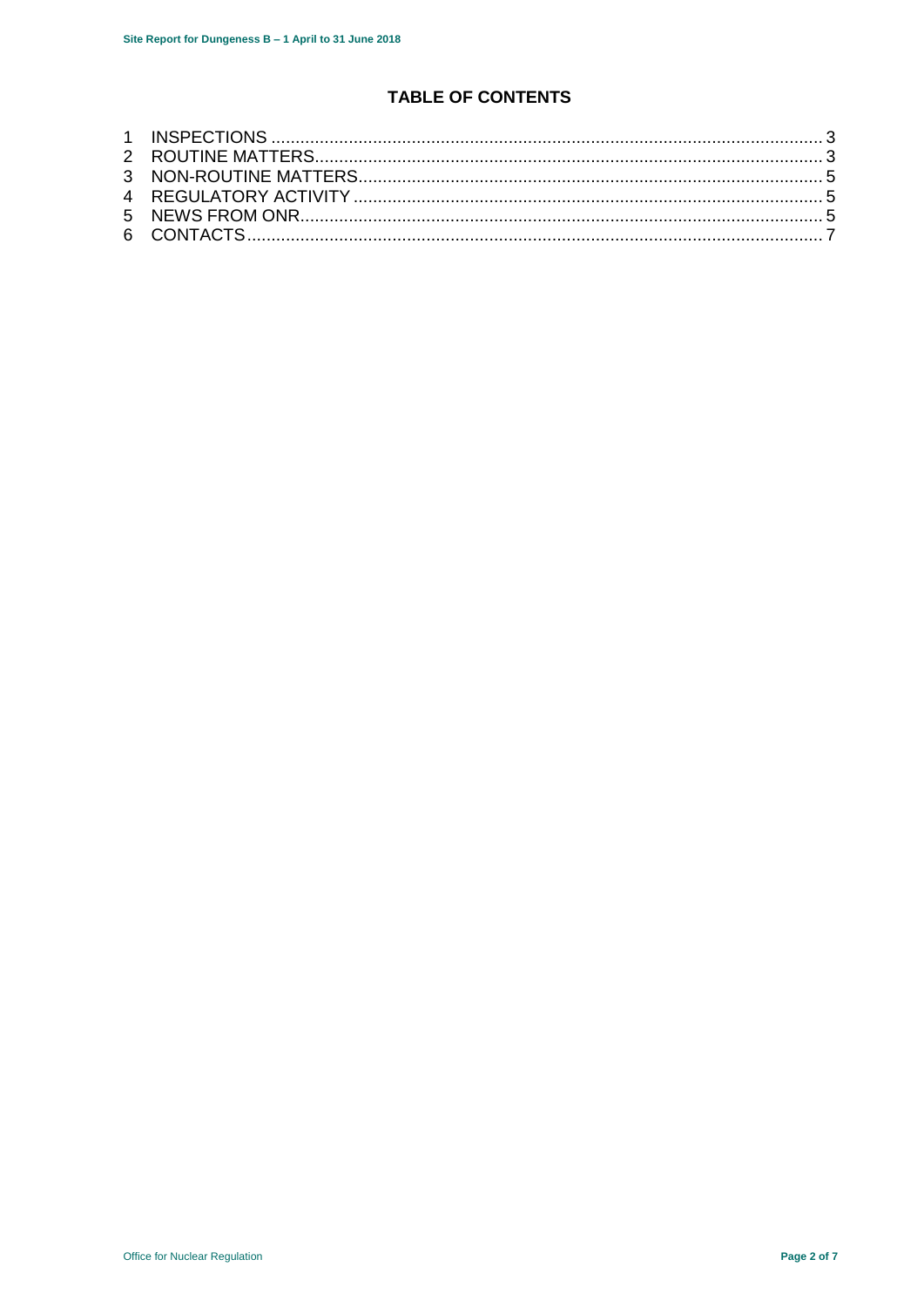# TABLE OF CONTENTS

1 INSPECTIONS ........................................................................................................... 3
2 ROUTINE MATTERS.................................................................................................. 3
3 NON-ROUTINE MATTERS.......................................................................................... 5
4 REGULATORY ACTIVITY .......................................................................................... 5
5 NEWS FROM ONR..................................................................................................... 5
6 CONTACTS................................................................................................................ 7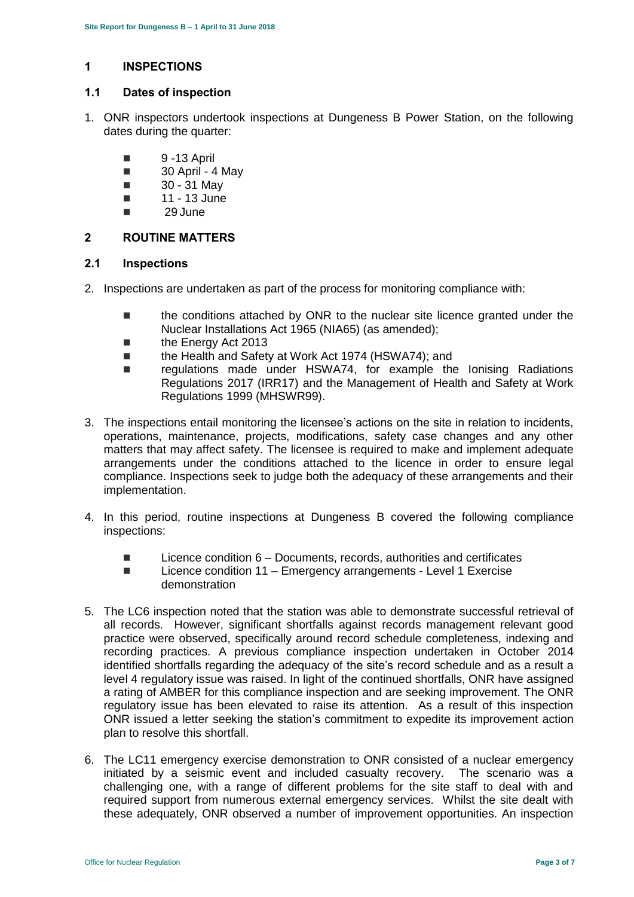## 1 INSPECTIONS

### 1.1 Dates of inspection

1. ONR inspectors undertook inspections at Dungeness B Power Station, on the following dates during the quarter:

   - 9 -13 April
   - 30 April - 4 May
   - 30 - 31 May
   - 11 - 13 June
   - 29 June

## 2 ROUTINE MATTERS

### 2.1 Inspections

2. Inspections are undertaken as part of the process for monitoring compliance with:

   - the conditions attached by ONR to the nuclear site licence granted under the Nuclear Installations Act 1965 (NIA65) (as amended);
   - the Energy Act 2013
   - the Health and Safety at Work Act 1974 (HSWA74); and
   - regulations made under HSWA74, for example the Ionising Radiations Regulations 2017 (IRR17) and the Management of Health and Safety at Work Regulations 1999 (MHSWR99).

3. The inspections entail monitoring the licensee's actions on the site in relation to incidents, operations, maintenance, projects, modifications, safety case changes and any other matters that may affect safety. The licensee is required to make and implement adequate arrangements under the conditions attached to the licence in order to ensure legal compliance. Inspections seek to judge both the adequacy of these arrangements and their implementation.

4. In this period, routine inspections at Dungeness B covered the following compliance inspections:

   - Licence condition 6 – Documents, records, authorities and certificates
   - Licence condition 11 – Emergency arrangements - Level 1 Exercise demonstration

5. The LC6 inspection noted that the station was able to demonstrate successful retrieval of all records. However, significant shortfalls against records management relevant good practice were observed, specifically around record schedule completeness, indexing and recording practices. A previous compliance inspection undertaken in October 2014 identified shortfalls regarding the adequacy of the site's record schedule and as a result a level 4 regulatory issue was raised. In light of the continued shortfalls, ONR have assigned a rating of AMBER for this compliance inspection and are seeking improvement. The ONR regulatory issue has been elevated to raise its attention. As a result of this inspection ONR issued a letter seeking the station's commitment to expedite its improvement action plan to resolve this shortfall.

6. The LC11 emergency exercise demonstration to ONR consisted of a nuclear emergency initiated by a seismic event and included casualty recovery. The scenario was a challenging one, with a range of different problems for the site staff to deal with and required support from numerous external emergency services. Whilst the site dealt with these adequately, ONR observed a number of improvement opportunities. An inspection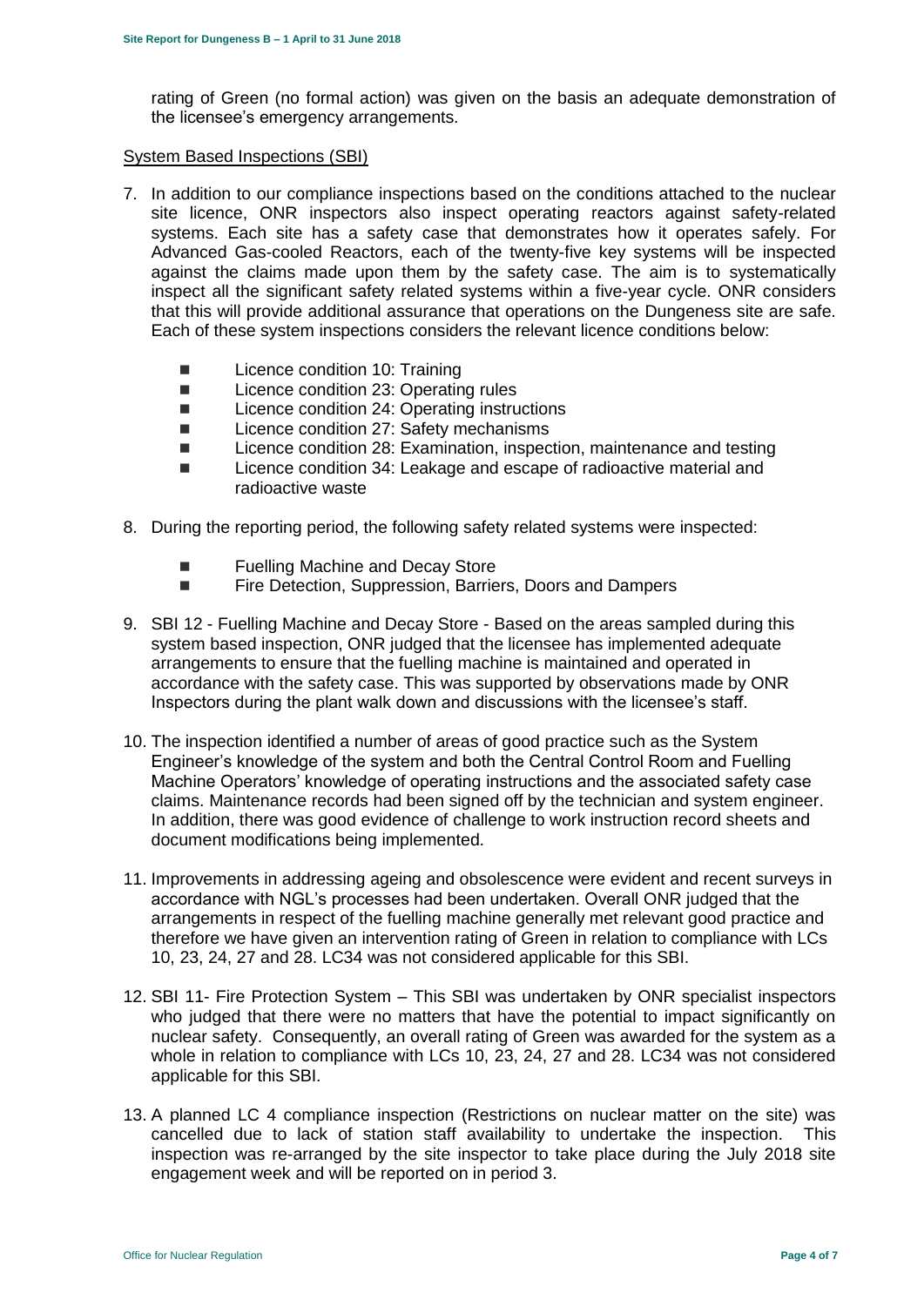rating of Green (no formal action) was given on the basis an adequate demonstration of the licensee's emergency arrangements.

System Based Inspections (SBI)

7. In addition to our compliance inspections based on the conditions attached to the nuclear site licence, ONR inspectors also inspect operating reactors against safety-related systems. Each site has a safety case that demonstrates how it operates safely. For Advanced Gas-cooled Reactors, each of the twenty-five key systems will be inspected against the claims made upon them by the safety case. The aim is to systematically inspect all the significant safety related systems within a five-year cycle. ONR considers that this will provide additional assurance that operations on the Dungeness site are safe. Each of these system inspections considers the relevant licence conditions below:

   - Licence condition 10: Training
   - Licence condition 23: Operating rules
   - Licence condition 24: Operating instructions
   - Licence condition 27: Safety mechanisms
   - Licence condition 28: Examination, inspection, maintenance and testing
   - Licence condition 34: Leakage and escape of radioactive material and radioactive waste

8. During the reporting period, the following safety related systems were inspected:

   - Fuelling Machine and Decay Store
   - Fire Detection, Suppression, Barriers, Doors and Dampers

9. SBI 12 - Fuelling Machine and Decay Store - Based on the areas sampled during this system based inspection, ONR judged that the licensee has implemented adequate arrangements to ensure that the fuelling machine is maintained and operated in accordance with the safety case. This was supported by observations made by ONR Inspectors during the plant walk down and discussions with the licensee's staff.

10. The inspection identified a number of areas of good practice such as the System Engineer's knowledge of the system and both the Central Control Room and Fuelling Machine Operators' knowledge of operating instructions and the associated safety case claims. Maintenance records had been signed off by the technician and system engineer. In addition, there was good evidence of challenge to work instruction record sheets and document modifications being implemented.

11. Improvements in addressing ageing and obsolescence were evident and recent surveys in accordance with NGL's processes had been undertaken. Overall ONR judged that the arrangements in respect of the fuelling machine generally met relevant good practice and therefore we have given an intervention rating of Green in relation to compliance with LCs 10, 23, 24, 27 and 28. LC34 was not considered applicable for this SBI.

12. SBI 11- Fire Protection System – This SBI was undertaken by ONR specialist inspectors who judged that there were no matters that have the potential to impact significantly on nuclear safety. Consequently, an overall rating of Green was awarded for the system as a whole in relation to compliance with LCs 10, 23, 24, 27 and 28. LC34 was not considered applicable for this SBI.

13. A planned LC 4 compliance inspection (Restrictions on nuclear matter on the site) was cancelled due to lack of station staff availability to undertake the inspection. This inspection was re-arranged by the site inspector to take place during the July 2018 site engagement week and will be reported on in period 3.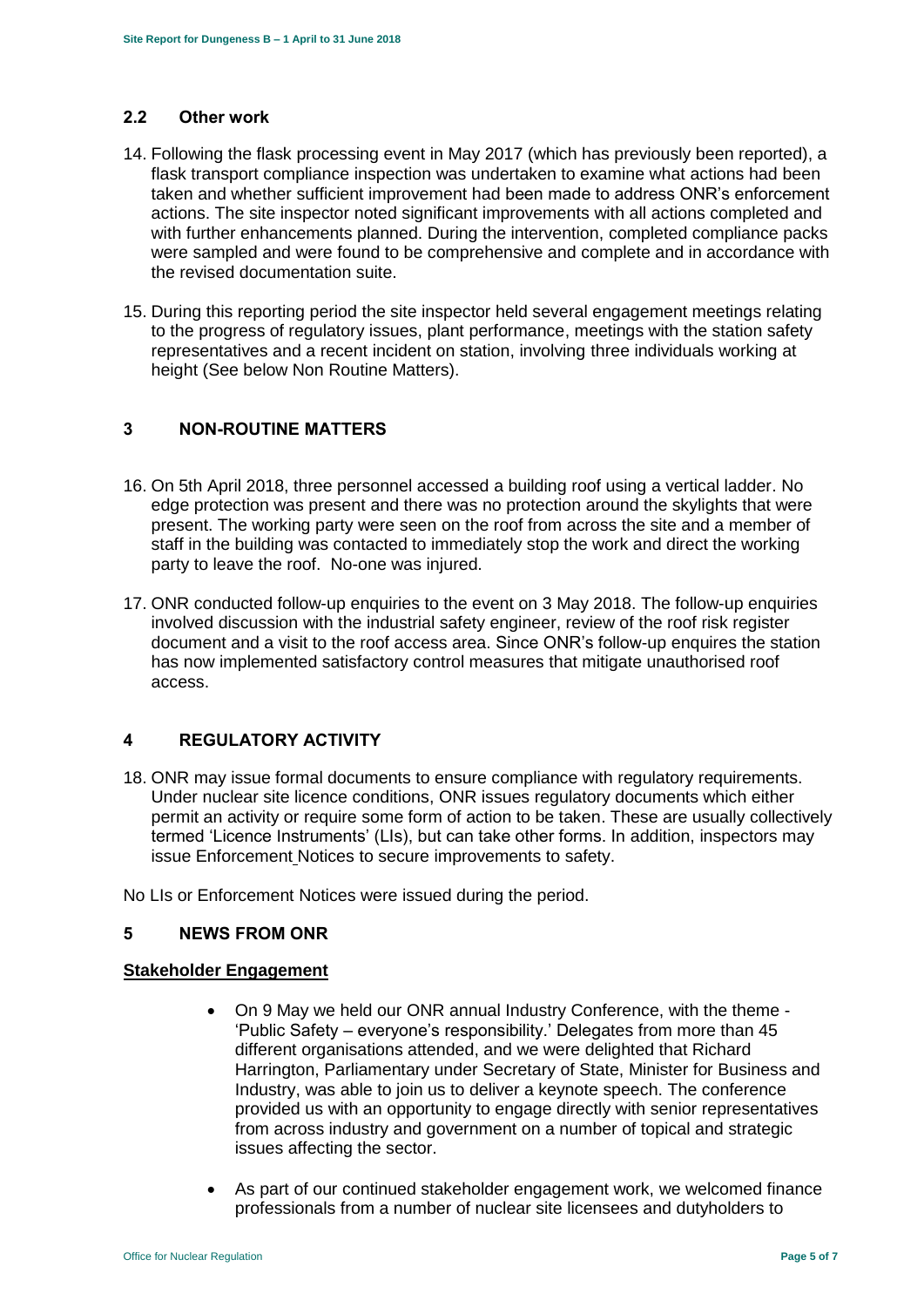## 2.2 Other work

14. Following the flask processing event in May 2017 (which has previously been reported), a flask transport compliance inspection was undertaken to examine what actions had been taken and whether sufficient improvement had been made to address ONR's enforcement actions. The site inspector noted significant improvements with all actions completed and with further enhancements planned. During the intervention, completed compliance packs were sampled and were found to be comprehensive and complete and in accordance with the revised documentation suite.

15. During this reporting period the site inspector held several engagement meetings relating to the progress of regulatory issues, plant performance, meetings with the station safety representatives and a recent incident on station, involving three individuals working at height (See below Non Routine Matters).

# 3 NON-ROUTINE MATTERS

16. On 5th April 2018, three personnel accessed a building roof using a vertical ladder. No edge protection was present and there was no protection around the skylights that were present. The working party were seen on the roof from across the site and a member of staff in the building was contacted to immediately stop the work and direct the working party to leave the roof. No-one was injured.

17. ONR conducted follow-up enquiries to the event on 3 May 2018. The follow-up enquiries involved discussion with the industrial safety engineer, review of the roof risk register document and a visit to the roof access area. Since ONR's follow-up enquires the station has now implemented satisfactory control measures that mitigate unauthorised roof access.

# 4 REGULATORY ACTIVITY

18. ONR may issue formal documents to ensure compliance with regulatory requirements. Under nuclear site licence conditions, ONR issues regulatory documents which either permit an activity or require some form of action to be taken. These are usually collectively termed 'Licence Instruments' (LIs), but can take other forms. In addition, inspectors may issue Enforcement Notices to secure improvements to safety.

No LIs or Enforcement Notices were issued during the period.

# 5 NEWS FROM ONR

**Stakeholder Engagement**

- On 9 May we held our ONR annual Industry Conference, with the theme - 'Public Safety – everyone's responsibility.' Delegates from more than 45 different organisations attended, and we were delighted that Richard Harrington, Parliamentary under Secretary of State, Minister for Business and Industry, was able to join us to deliver a keynote speech. The conference provided us with an opportunity to engage directly with senior representatives from across industry and government on a number of topical and strategic issues affecting the sector.

- As part of our continued stakeholder engagement work, we welcomed finance professionals from a number of nuclear site licensees and dutyholders to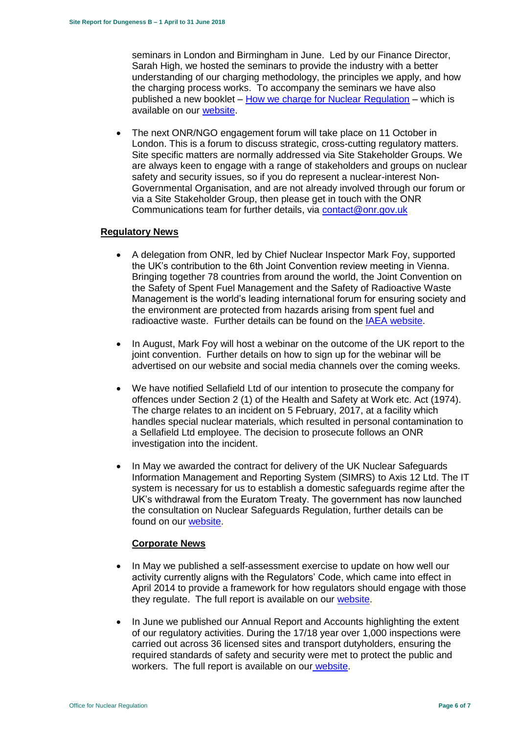seminars in London and Birmingham in June. Led by our Finance Director, Sarah High, we hosted the seminars to provide the industry with a better understanding of our charging methodology, the principles we apply, and how the charging process works. To accompany the seminars we have also published a new booklet – [How we charge for Nuclear Regulation]() – which is available on our [website]().

- The next ONR/NGO engagement forum will take place on 11 October in London. This is a forum to discuss strategic, cross-cutting regulatory matters. Site specific matters are normally addressed via Site Stakeholder Groups. We are always keen to engage with a range of stakeholders and groups on nuclear safety and security issues, so if you do represent a nuclear-interest Non-Governmental Organisation, and are not already involved through our forum or via a Site Stakeholder Group, then please get in touch with the ONR Communications team for further details, via [contact@onr.gov.uk](mailto:contact@onr.gov.uk)

**Regulatory News**

- A delegation from ONR, led by Chief Nuclear Inspector Mark Foy, supported the UK's contribution to the 6th Joint Convention review meeting in Vienna. Bringing together 78 countries from around the world, the Joint Convention on the Safety of Spent Fuel Management and the Safety of Radioactive Waste Management is the world's leading international forum for ensuring society and the environment are protected from hazards arising from spent fuel and radioactive waste. Further details can be found on the [IAEA website]().

- In August, Mark Foy will host a webinar on the outcome of the UK report to the joint convention. Further details on how to sign up for the webinar will be advertised on our website and social media channels over the coming weeks.

- We have notified Sellafield Ltd of our intention to prosecute the company for offences under Section 2 (1) of the Health and Safety at Work etc. Act (1974). The charge relates to an incident on 5 February, 2017, at a facility which handles special nuclear materials, which resulted in personal contamination to a Sellafield Ltd employee. The decision to prosecute follows an ONR investigation into the incident.

- In May we awarded the contract for delivery of the UK Nuclear Safeguards Information Management and Reporting System (SIMRS) to Axis 12 Ltd. The IT system is necessary for us to establish a domestic safeguards regime after the UK's withdrawal from the Euratom Treaty. The government has now launched the consultation on Nuclear Safeguards Regulation, further details can be found on our [website]().

**Corporate News**

- In May we published a self-assessment exercise to update on how well our activity currently aligns with the Regulators' Code, which came into effect in April 2014 to provide a framework for how regulators should engage with those they regulate. The full report is available on our [website]().

- In June we published our Annual Report and Accounts highlighting the extent of our regulatory activities. During the 17/18 year over 1,000 inspections were carried out across 36 licensed sites and transport dutyholders, ensuring the required standards of safety and security were met to protect the public and workers. The full report is available on our [website]().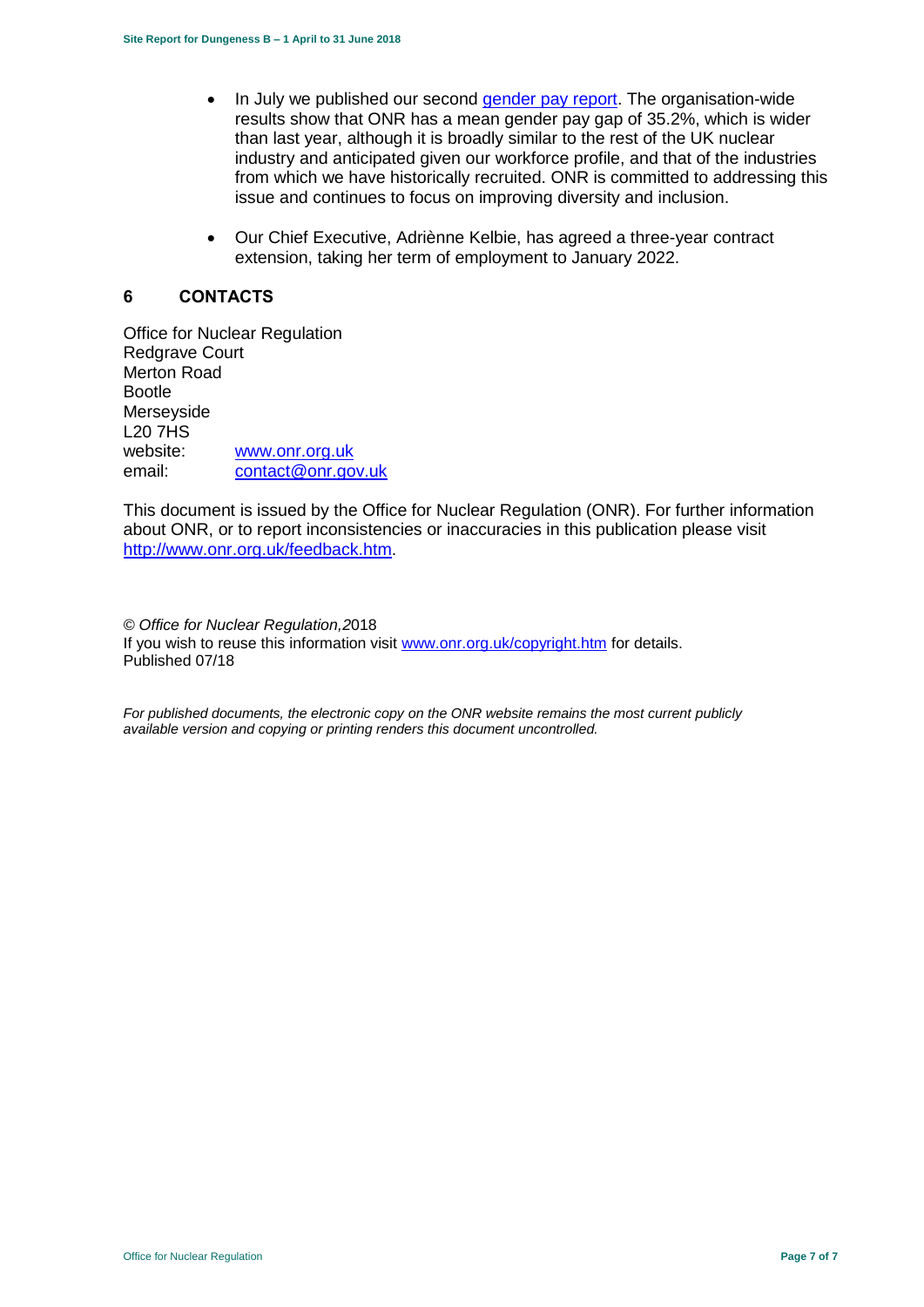- In July we published our second [gender pay report](). The organisation-wide results show that ONR has a mean gender pay gap of 35.2%, which is wider than last year, although it is broadly similar to the rest of the UK nuclear industry and anticipated given our workforce profile, and that of the industries from which we have historically recruited. ONR is committed to addressing this issue and continues to focus on improving diversity and inclusion.

- Our Chief Executive, Adriènne Kelbie, has agreed a three-year contract extension, taking her term of employment to January 2022.

## 6 CONTACTS

Office for Nuclear Regulation
Redgrave Court
Merton Road
Bootle
Merseyside
L20 7HS
website: www.onr.org.uk
email: contact@onr.gov.uk

This document is issued by the Office for Nuclear Regulation (ONR). For further information about ONR, or to report inconsistencies or inaccuracies in this publication please visit http://www.onr.org.uk/feedback.htm.

© *Office for Nuclear Regulation,*2018
If you wish to reuse this information visit www.onr.org.uk/copyright.htm for details.
Published 07/18

*For published documents, the electronic copy on the ONR website remains the most current publicly available version and copying or printing renders this document uncontrolled.*